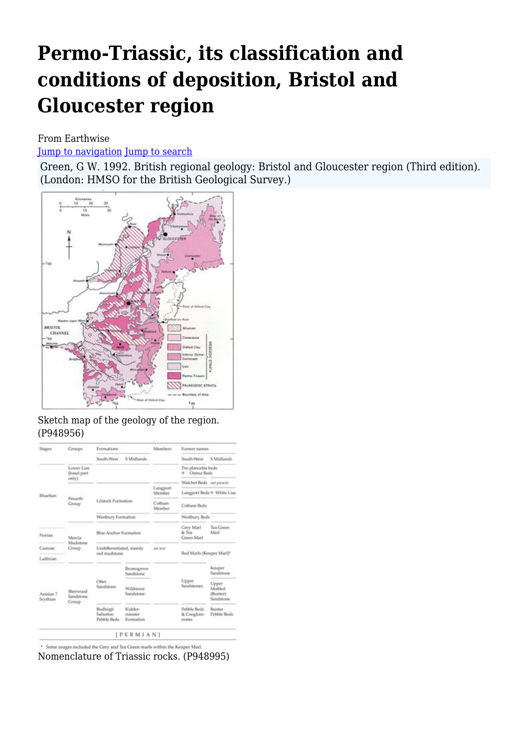# Permo-Triassic, its classification and conditions of deposition, Bristol and Gloucester region

From Earthwise

Jump to navigation Jump to search

Green, G W. 1992. British regional geology: Bristol and Gloucester region (Third edition). (London: HMSO for the British Geological Survey.)

Sketch map of the geology of the region. (P948956)

| Stages | Groups | Formations | | Members | Former names | |
|---|---|---|---|---|---|---|
| | | South-West | S Midlands | | South-West | S Midlands |
| Rhaetian | Lower Lias (basal part only) | | | | Pre-planorbis beds = Ostrea Beds | |
| | | | | | Watchet Beds | not present |
| | Penarth Group | Lilstock Formation | | Langport Member | Langport Beds = | White Lias |
| | | | | Cotham Member | Cotham Beds | |
| | | Westbury Formation | | | Westbury Beds | |
| Norian | Mercia Mudstone Group | Blue Anchor Formation | | | Grey Marl & Tea Green Marl | Tea Green Marl |
| Carnian | | Undifferentiated, mainly red mudstone | | see text | Red Marls (Keuper Marl)* | |
| Ladinian | | | | | | |
| Anisian ? Scythian | Sherwood Sandstone Group | Otter Sandstone | Bromsgrove Sandstone | | Upper Sandstones | Keuper Sandstone |
| | | | Wildmoor Sandstone | | | Upper Mottled (Bunter) Sandstone |
| | | Budleigh Salterton Pebble Beds | Kidderminster Formation | | Pebble Beds & Conglomerates | Bunter Pebble Beds |
| [PERMIAN] | | | | | | |

\* Some usages included the Grey and Tea Green marls within the Keuper Marl.

Nomenclature of Triassic rocks. (P948995)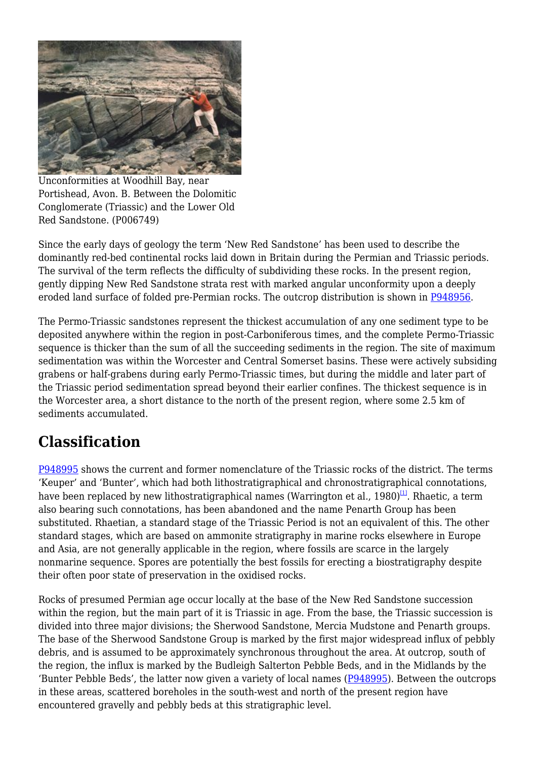Unconformities at Woodhill Bay, near Portishead, Avon. B. Between the Dolomitic Conglomerate (Triassic) and the Lower Old Red Sandstone. (P006749)

Since the early days of geology the term 'New Red Sandstone' has been used to describe the dominantly red-bed continental rocks laid down in Britain during the Permian and Triassic periods. The survival of the term reflects the difficulty of subdividing these rocks. In the present region, gently dipping New Red Sandstone strata rest with marked angular unconformity upon a deeply eroded land surface of folded pre-Permian rocks. The outcrop distribution is shown in P948956.

The Permo-Triassic sandstones represent the thickest accumulation of any one sediment type to be deposited anywhere within the region in post-Carboniferous times, and the complete Permo-Triassic sequence is thicker than the sum of all the succeeding sediments in the region. The site of maximum sedimentation was within the Worcester and Central Somerset basins. These were actively subsiding grabens or half-grabens during early Permo-Triassic times, but during the middle and later part of the Triassic period sedimentation spread beyond their earlier confines. The thickest sequence is in the Worcester area, a short distance to the north of the present region, where some 2.5 km of sediments accumulated.

## Classification

P948995 shows the current and former nomenclature of the Triassic rocks of the district. The terms 'Keuper' and 'Bunter', which had both lithostratigraphical and chronostratigraphical connotations, have been replaced by new lithostratigraphical names (Warrington et al., 1980)[1]. Rhaetic, a term also bearing such connotations, has been abandoned and the name Penarth Group has been substituted. Rhaetian, a standard stage of the Triassic Period is not an equivalent of this. The other standard stages, which are based on ammonite stratigraphy in marine rocks elsewhere in Europe and Asia, are not generally applicable in the region, where fossils are scarce in the largely nonmarine sequence. Spores are potentially the best fossils for erecting a biostratigraphy despite their often poor state of preservation in the oxidised rocks.

Rocks of presumed Permian age occur locally at the base of the New Red Sandstone succession within the region, but the main part of it is Triassic in age. From the base, the Triassic succession is divided into three major divisions; the Sherwood Sandstone, Mercia Mudstone and Penarth groups. The base of the Sherwood Sandstone Group is marked by the first major widespread influx of pebbly debris, and is assumed to be approximately synchronous throughout the area. At outcrop, south of the region, the influx is marked by the Budleigh Salterton Pebble Beds, and in the Midlands by the 'Bunter Pebble Beds', the latter now given a variety of local names (P948995). Between the outcrops in these areas, scattered boreholes in the south-west and north of the present region have encountered gravelly and pebbly beds at this stratigraphic level.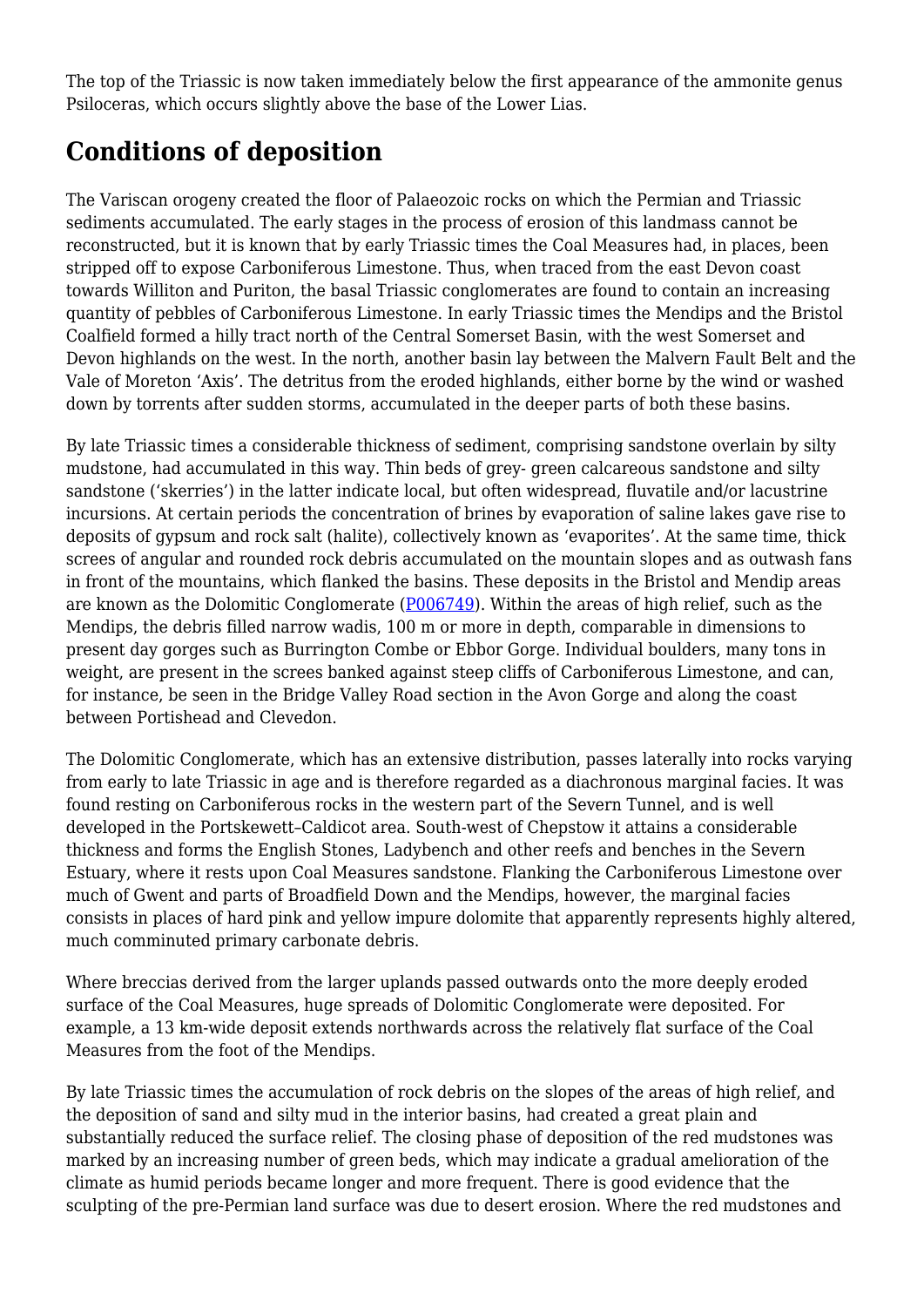The top of the Triassic is now taken immediately below the first appearance of the ammonite genus Psiloceras, which occurs slightly above the base of the Lower Lias.

## Conditions of deposition

The Variscan orogeny created the floor of Palaeozoic rocks on which the Permian and Triassic sediments accumulated. The early stages in the process of erosion of this landmass cannot be reconstructed, but it is known that by early Triassic times the Coal Measures had, in places, been stripped off to expose Carboniferous Limestone. Thus, when traced from the east Devon coast towards Williton and Puriton, the basal Triassic conglomerates are found to contain an increasing quantity of pebbles of Carboniferous Limestone. In early Triassic times the Mendips and the Bristol Coalfield formed a hilly tract north of the Central Somerset Basin, with the west Somerset and Devon highlands on the west. In the north, another basin lay between the Malvern Fault Belt and the Vale of Moreton 'Axis'. The detritus from the eroded highlands, either borne by the wind or washed down by torrents after sudden storms, accumulated in the deeper parts of both these basins.

By late Triassic times a considerable thickness of sediment, comprising sandstone overlain by silty mudstone, had accumulated in this way. Thin beds of grey- green calcareous sandstone and silty sandstone ('skerries') in the latter indicate local, but often widespread, fluvatile and/or lacustrine incursions. At certain periods the concentration of brines by evaporation of saline lakes gave rise to deposits of gypsum and rock salt (halite), collectively known as 'evaporites'. At the same time, thick screes of angular and rounded rock debris accumulated on the mountain slopes and as outwash fans in front of the mountains, which flanked the basins. These deposits in the Bristol and Mendip areas are known as the Dolomitic Conglomerate (P006749). Within the areas of high relief, such as the Mendips, the debris filled narrow wadis, 100 m or more in depth, comparable in dimensions to present day gorges such as Burrington Combe or Ebbor Gorge. Individual boulders, many tons in weight, are present in the screes banked against steep cliffs of Carboniferous Limestone, and can, for instance, be seen in the Bridge Valley Road section in the Avon Gorge and along the coast between Portishead and Clevedon.

The Dolomitic Conglomerate, which has an extensive distribution, passes laterally into rocks varying from early to late Triassic in age and is therefore regarded as a diachronous marginal facies. It was found resting on Carboniferous rocks in the western part of the Severn Tunnel, and is well developed in the Portskewett–Caldicot area. South-west of Chepstow it attains a considerable thickness and forms the English Stones, Ladybench and other reefs and benches in the Severn Estuary, where it rests upon Coal Measures sandstone. Flanking the Carboniferous Limestone over much of Gwent and parts of Broadfield Down and the Mendips, however, the marginal facies consists in places of hard pink and yellow impure dolomite that apparently represents highly altered, much comminuted primary carbonate debris.

Where breccias derived from the larger uplands passed outwards onto the more deeply eroded surface of the Coal Measures, huge spreads of Dolomitic Conglomerate were deposited. For example, a 13 km-wide deposit extends northwards across the relatively flat surface of the Coal Measures from the foot of the Mendips.

By late Triassic times the accumulation of rock debris on the slopes of the areas of high relief, and the deposition of sand and silty mud in the interior basins, had created a great plain and substantially reduced the surface relief. The closing phase of deposition of the red mudstones was marked by an increasing number of green beds, which may indicate a gradual amelioration of the climate as humid periods became longer and more frequent. There is good evidence that the sculpting of the pre-Permian land surface was due to desert erosion. Where the red mudstones and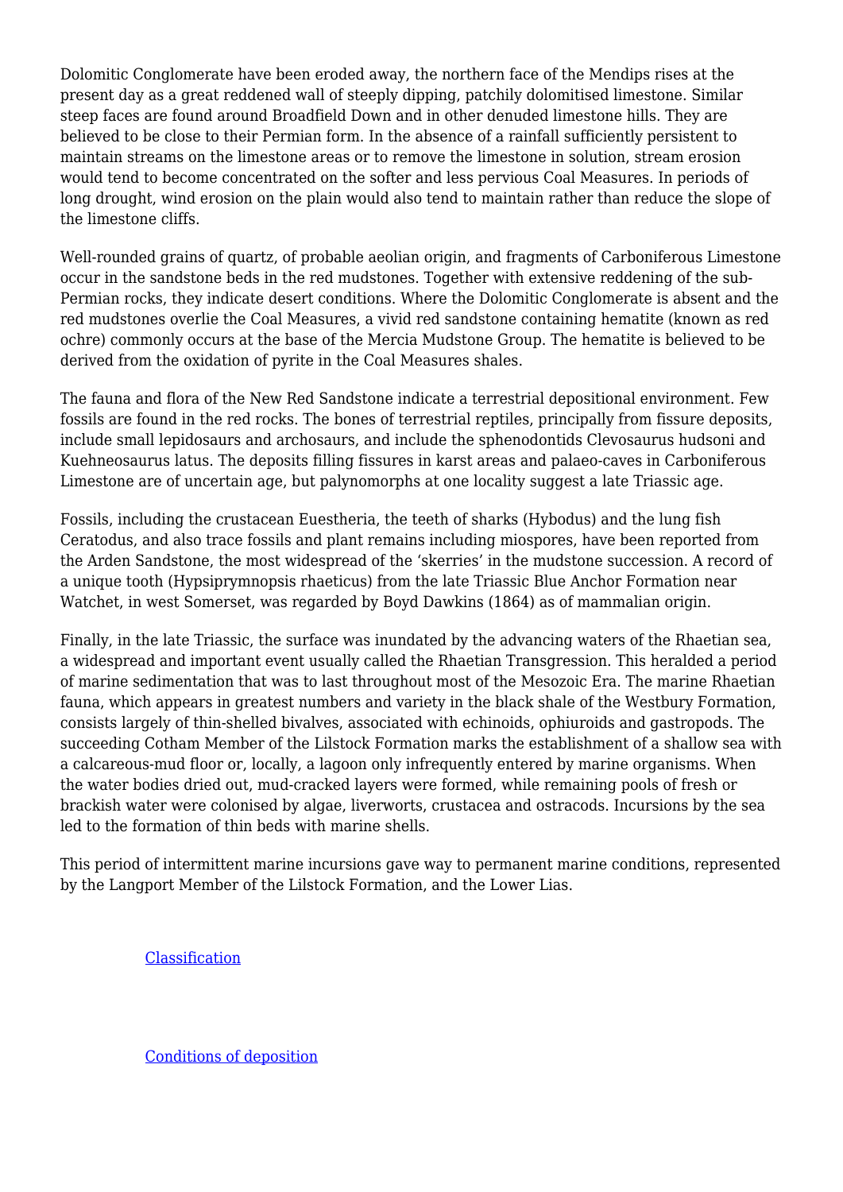Dolomitic Conglomerate have been eroded away, the northern face of the Mendips rises at the present day as a great reddened wall of steeply dipping, patchily dolomitised limestone. Similar steep faces are found around Broadfield Down and in other denuded limestone hills. They are believed to be close to their Permian form. In the absence of a rainfall sufficiently persistent to maintain streams on the limestone areas or to remove the limestone in solution, stream erosion would tend to become concentrated on the softer and less pervious Coal Measures. In periods of long drought, wind erosion on the plain would also tend to maintain rather than reduce the slope of the limestone cliffs.

Well-rounded grains of quartz, of probable aeolian origin, and fragments of Carboniferous Limestone occur in the sandstone beds in the red mudstones. Together with extensive reddening of the sub-Permian rocks, they indicate desert conditions. Where the Dolomitic Conglomerate is absent and the red mudstones overlie the Coal Measures, a vivid red sandstone containing hematite (known as red ochre) commonly occurs at the base of the Mercia Mudstone Group. The hematite is believed to be derived from the oxidation of pyrite in the Coal Measures shales.

The fauna and flora of the New Red Sandstone indicate a terrestrial depositional environment. Few fossils are found in the red rocks. The bones of terrestrial reptiles, principally from fissure deposits, include small lepidosaurs and archosaurs, and include the sphenodontids Clevosaurus hudsoni and Kuehneosaurus latus. The deposits filling fissures in karst areas and palaeo-caves in Carboniferous Limestone are of uncertain age, but palynomorphs at one locality suggest a late Triassic age.

Fossils, including the crustacean Euestheria, the teeth of sharks (Hybodus) and the lung fish Ceratodus, and also trace fossils and plant remains including miospores, have been reported from the Arden Sandstone, the most widespread of the 'skerries' in the mudstone succession. A record of a unique tooth (Hypsiprymnopsis rhaeticus) from the late Triassic Blue Anchor Formation near Watchet, in west Somerset, was regarded by Boyd Dawkins (1864) as of mammalian origin.

Finally, in the late Triassic, the surface was inundated by the advancing waters of the Rhaetian sea, a widespread and important event usually called the Rhaetian Transgression. This heralded a period of marine sedimentation that was to last throughout most of the Mesozoic Era. The marine Rhaetian fauna, which appears in greatest numbers and variety in the black shale of the Westbury Formation, consists largely of thin-shelled bivalves, associated with echinoids, ophiuroids and gastropods. The succeeding Cotham Member of the Lilstock Formation marks the establishment of a shallow sea with a calcareous-mud floor or, locally, a lagoon only infrequently entered by marine organisms. When the water bodies dried out, mud-cracked layers were formed, while remaining pools of fresh or brackish water were colonised by algae, liverworts, crustacea and ostracods. Incursions by the sea led to the formation of thin beds with marine shells.

This period of intermittent marine incursions gave way to permanent marine conditions, represented by the Langport Member of the Lilstock Formation, and the Lower Lias.

Classification

Conditions of deposition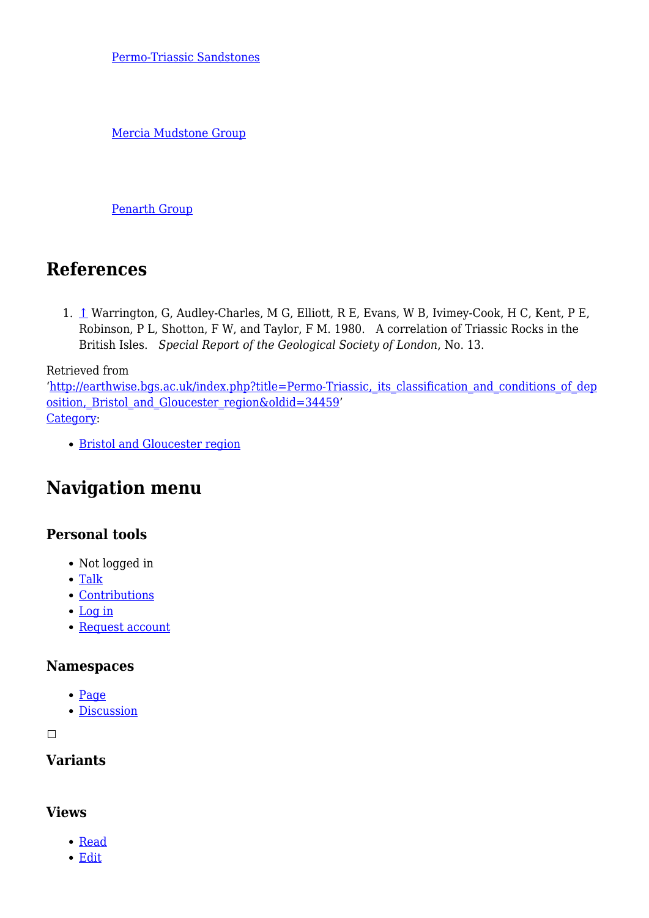Permo-Triassic Sandstones

Mercia Mudstone Group

Penarth Group

## References

1. ↑ Warrington, G, Audley-Charles, M G, Elliott, R E, Evans, W B, Ivimey-Cook, H C, Kent, P E, Robinson, P L, Shotton, F W, and Taylor, F M. 1980. A correlation of Triassic Rocks in the British Isles. *Special Report of the Geological Society of London*, No. 13.

Retrieved from 'http://earthwise.bgs.ac.uk/index.php?title=Permo-Triassic,_its_classification_and_conditions_of_deposition,_Bristol_and_Gloucester_region&oldid=34459'

Category:

- Bristol and Gloucester region

## Navigation menu

### Personal tools

- Not logged in
- Talk
- Contributions
- Log in
- Request account

### Namespaces

- Page
- Discussion

### Variants

### Views

- Read
- Edit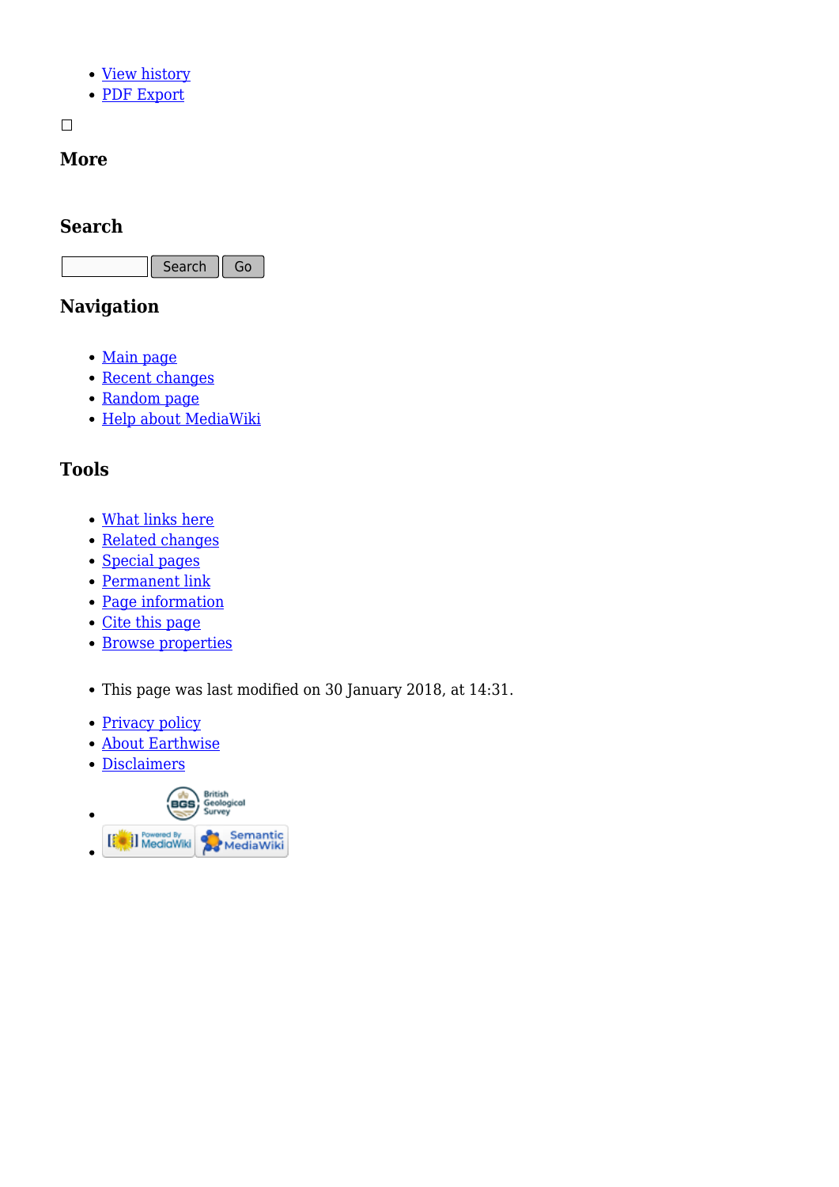- View history
- PDF Export

## More

## Search

Search Go

## Navigation

- Main page
- Recent changes
- Random page
- Help about MediaWiki

## Tools

- What links here
- Related changes
- Special pages
- Permanent link
- Page information
- Cite this page
- Browse properties

- This page was last modified on 30 January 2018, at 14:31.

- Privacy policy
- About Earthwise
- Disclaimers